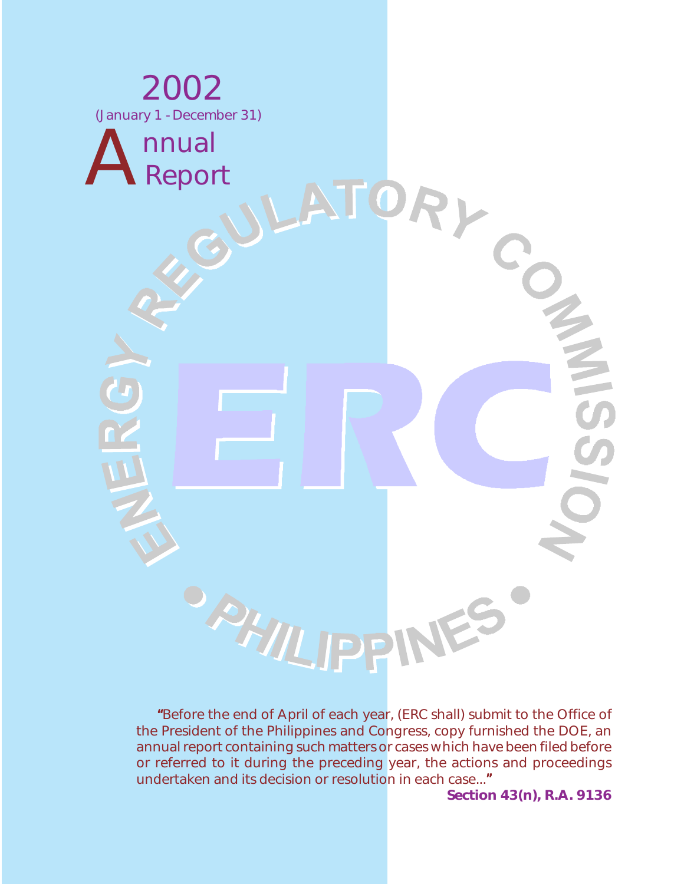# 2002

(January 1 - December 31)

# Annual Report

ENERGY REGULATORY COMMISSION

ERC

• PHILIPPINES •

**"**Before the end of April of each year, (ERC shall) submit to the Office of the President of the Philippines and Congress, copy furnished the DOE, an annual report containing such matters or cases which have been filed before or referred to it during the preceding year, the actions and proceedings undertaken and its decision or resolution in each case...**"**

**Section 43(n), R.A. 9136**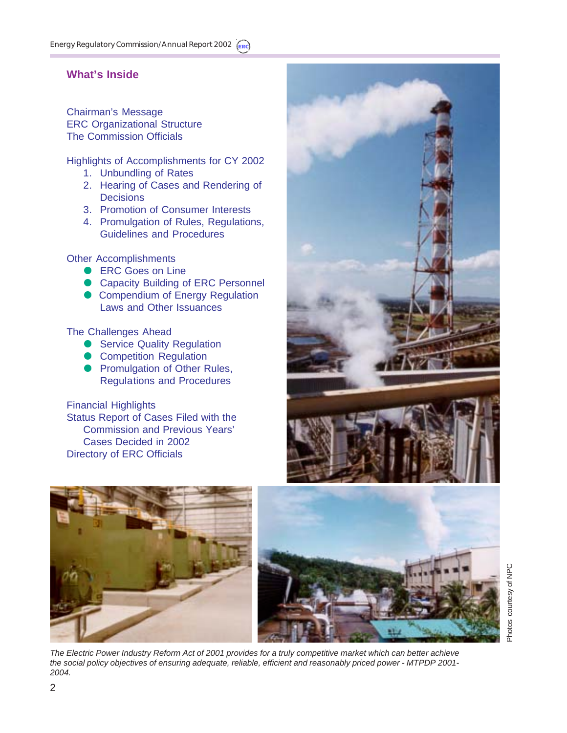## What's Inside

Chairman's Message
ERC Organizational Structure
The Commission Officials

Highlights of Accomplishments for CY 2002

1. Unbundling of Rates
2. Hearing of Cases and Rendering of Decisions
3. Promotion of Consumer Interests
4. Promulgation of Rules, Regulations, Guidelines and Procedures

Other Accomplishments

- ERC Goes on Line
- Capacity Building of ERC Personnel
- Compendium of Energy Regulation Laws and Other Issuances

The Challenges Ahead

- Service Quality Regulation
- Competition Regulation
- Promulgation of Other Rules, Regulations and Procedures

Financial Highlights
Status Report of Cases Filed with the Commission and Previous Years' Cases Decided in 2002
Directory of ERC Officials

Photos courtesy of NPC

*The Electric Power Industry Reform Act of 2001 provides for a truly competitive market which can better achieve the social policy objectives of ensuring adequate, reliable, efficient and reasonably priced power - MTPDP 2001-2004.*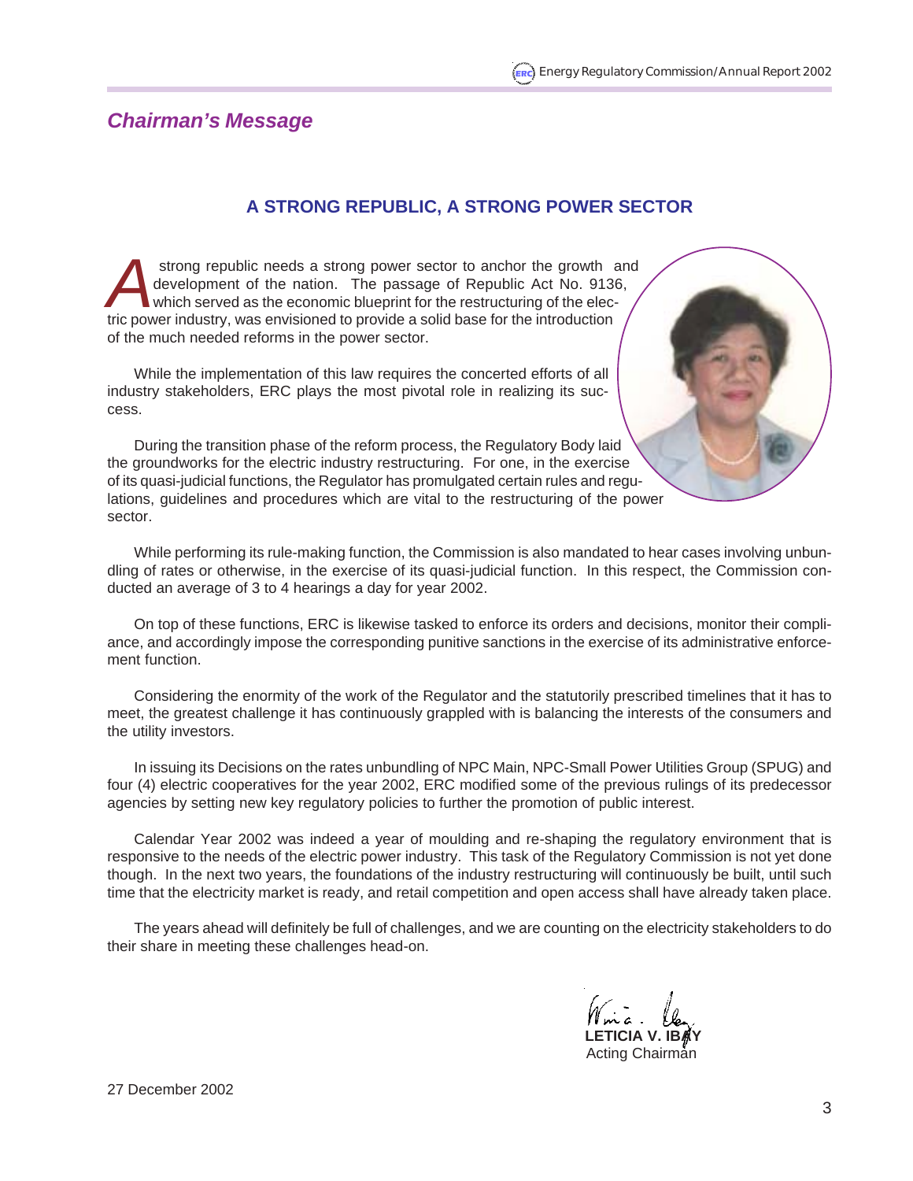## *Chairman's Message*

### A STRONG REPUBLIC, A STRONG POWER SECTOR

A strong republic needs a strong power sector to anchor the growth and development of the nation. The passage of Republic Act No. 9136, which served as the economic blueprint for the restructuring of the electric power industry, was envisioned to provide a solid base for the introduction of the much needed reforms in the power sector.

While the implementation of this law requires the concerted efforts of all industry stakeholders, ERC plays the most pivotal role in realizing its success.

During the transition phase of the reform process, the Regulatory Body laid the groundworks for the electric industry restructuring. For one, in the exercise of its quasi-judicial functions, the Regulator has promulgated certain rules and regulations, guidelines and procedures which are vital to the restructuring of the power sector.

While performing its rule-making function, the Commission is also mandated to hear cases involving unbundling of rates or otherwise, in the exercise of its quasi-judicial function. In this respect, the Commission conducted an average of 3 to 4 hearings a day for year 2002.

On top of these functions, ERC is likewise tasked to enforce its orders and decisions, monitor their compliance, and accordingly impose the corresponding punitive sanctions in the exercise of its administrative enforcement function.

Considering the enormity of the work of the Regulator and the statutorily prescribed timelines that it has to meet, the greatest challenge it has continuously grappled with is balancing the interests of the consumers and the utility investors.

In issuing its Decisions on the rates unbundling of NPC Main, NPC-Small Power Utilities Group (SPUG) and four (4) electric cooperatives for the year 2002, ERC modified some of the previous rulings of its predecessor agencies by setting new key regulatory policies to further the promotion of public interest.

Calendar Year 2002 was indeed a year of moulding and re-shaping the regulatory environment that is responsive to the needs of the electric power industry. This task of the Regulatory Commission is not yet done though. In the next two years, the foundations of the industry restructuring will continuously be built, until such time that the electricity market is ready, and retail competition and open access shall have already taken place.

The years ahead will definitely be full of challenges, and we are counting on the electricity stakeholders to do their share in meeting these challenges head-on.

**LETICIA V. IBAY**
Acting Chairman

27 December 2002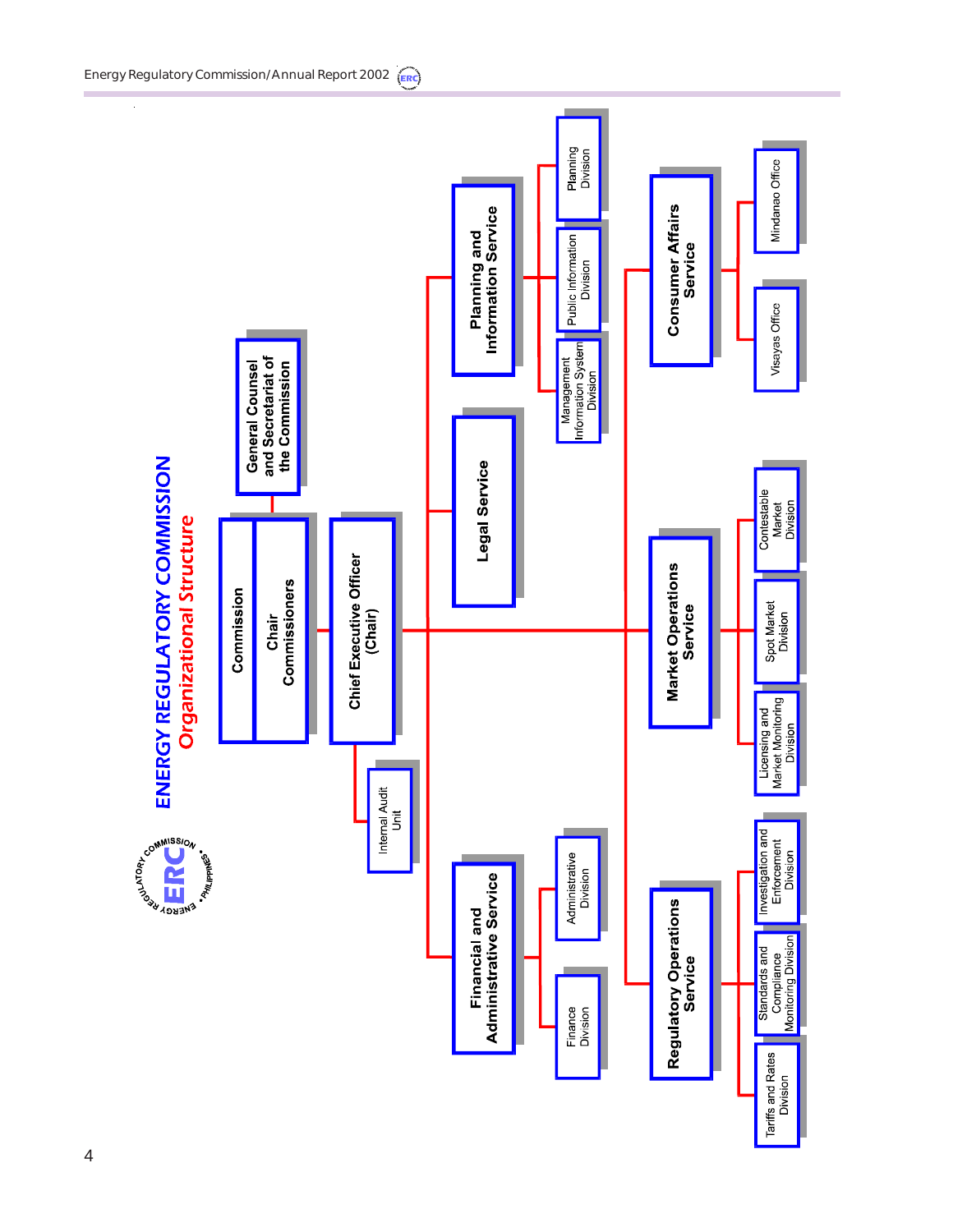# ENERGY REGULATORY COMMISSION

## Organizational Structure

- **Commission**
  - Chair
  - Commissioners
  - **General Counsel and Secretariat of the Commission**
- **Chief Executive Officer (Chair)**
  - Internal Audit Unit
  - **Financial and Administrative Service**
    - Finance Division
    - Administrative Division
  - **Legal Service**
  - **Planning and Information Service**
    - Management Information System Division
    - Public Information Division
    - Planning Division
  - **Regulatory Operations Service**
    - Tariffs and Rates Division
    - Standards and Compliance Monitoring Division
    - Investigation and Enforcement Division
  - **Market Operations Service**
    - Licensing and Market Monitoring Division
    - Spot Market Division
    - Contestable Market Division
  - **Consumer Affairs Service**
    - Visayas Office
    - Mindanao Office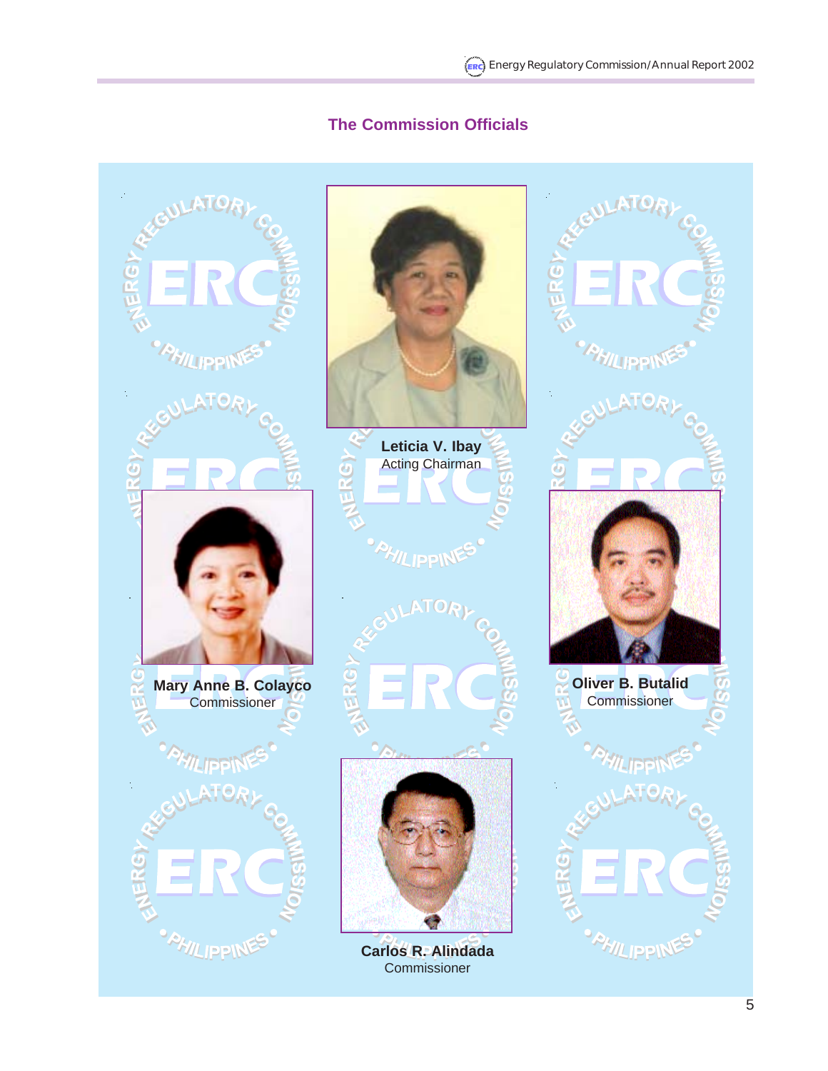## The Commission Officials

**Leticia V. Ibay**
Acting Chairman

**Mary Anne B. Colayco**
Commissioner

**Oliver B. Butalid**
Commissioner

**Carlos R. Alindada**
Commissioner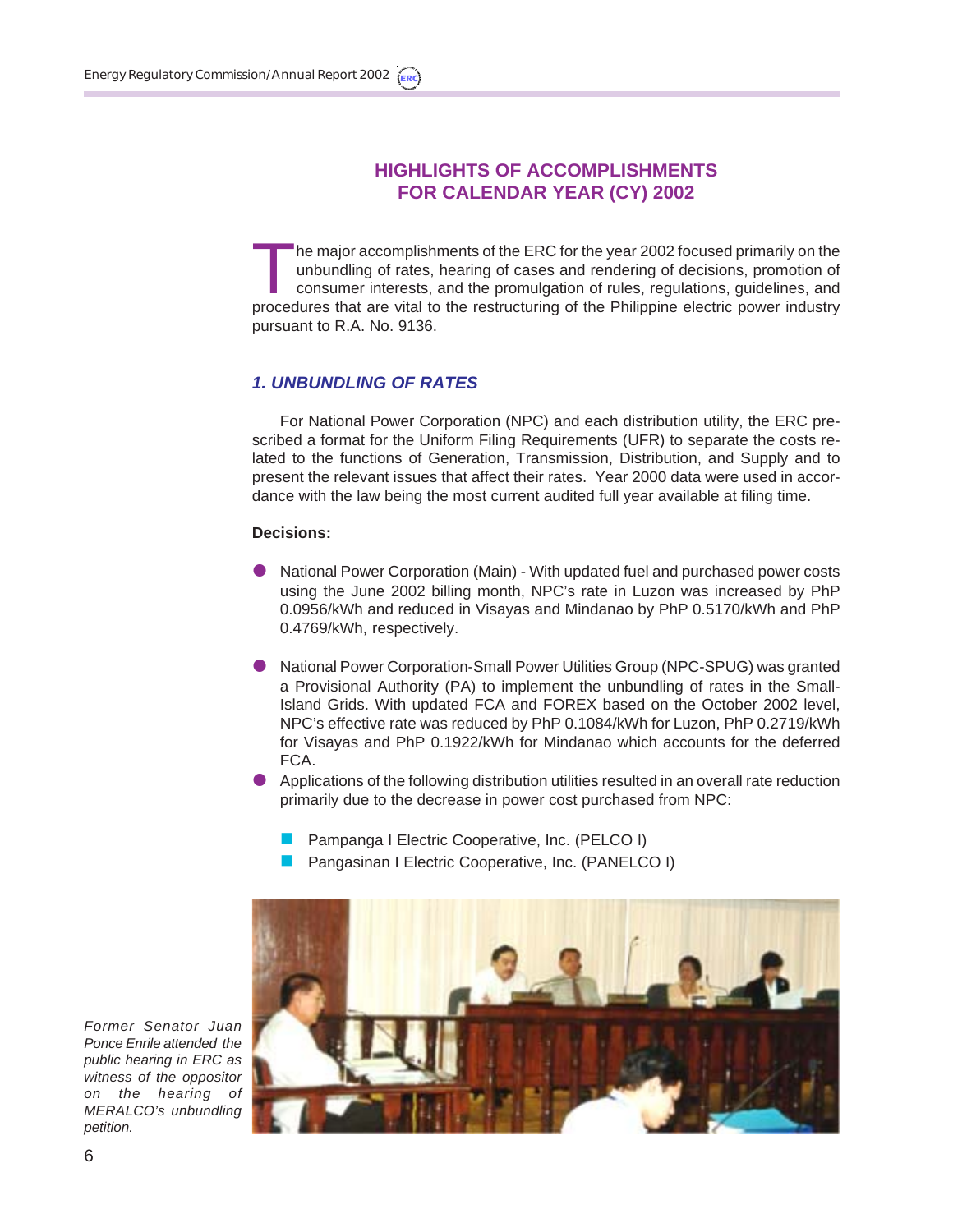## HIGHLIGHTS OF ACCOMPLISHMENTS FOR CALENDAR YEAR (CY) 2002

The major accomplishments of the ERC for the year 2002 focused primarily on the unbundling of rates, hearing of cases and rendering of decisions, promotion of consumer interests, and the promulgation of rules, regulations, guidelines, and procedures that are vital to the restructuring of the Philippine electric power industry pursuant to R.A. No. 9136.

### *1. UNBUNDLING OF RATES*

For National Power Corporation (NPC) and each distribution utility, the ERC prescribed a format for the Uniform Filing Requirements (UFR) to separate the costs related to the functions of Generation, Transmission, Distribution, and Supply and to present the relevant issues that affect their rates. Year 2000 data were used in accordance with the law being the most current audited full year available at filing time.

**Decisions:**

- National Power Corporation (Main) - With updated fuel and purchased power costs using the June 2002 billing month, NPC's rate in Luzon was increased by PhP 0.0956/kWh and reduced in Visayas and Mindanao by PhP 0.5170/kWh and PhP 0.4769/kWh, respectively.
- National Power Corporation-Small Power Utilities Group (NPC-SPUG) was granted a Provisional Authority (PA) to implement the unbundling of rates in the Small-Island Grids. With updated FCA and FOREX based on the October 2002 level, NPC's effective rate was reduced by PhP 0.1084/kWh for Luzon, PhP 0.2719/kWh for Visayas and PhP 0.1922/kWh for Mindanao which accounts for the deferred FCA.
- Applications of the following distribution utilities resulted in an overall rate reduction primarily due to the decrease in power cost purchased from NPC:
  - Pampanga I Electric Cooperative, Inc. (PELCO I)
  - Pangasinan I Electric Cooperative, Inc. (PANELCO I)

*Former Senator Juan Ponce Enrile attended the public hearing in ERC as witness of the oppositor on the hearing of MERALCO's unbundling petition.*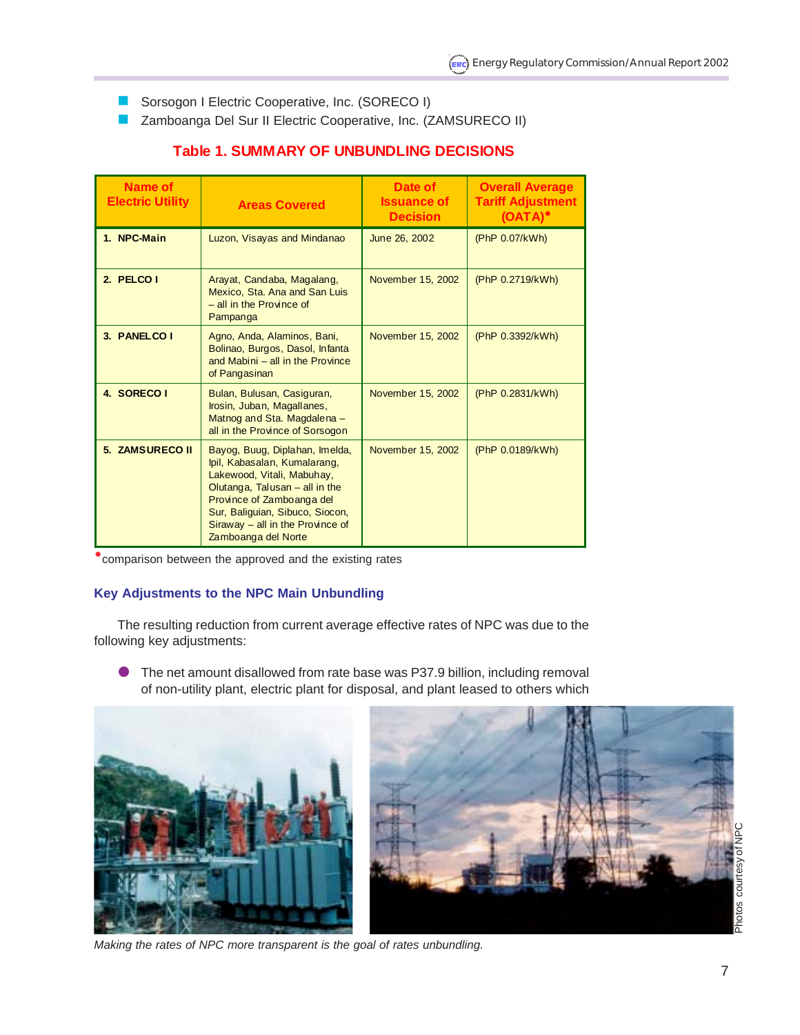- Sorsogon I Electric Cooperative, Inc. (SORECO I)
- Zamboanga Del Sur II Electric Cooperative, Inc. (ZAMSURECO II)

### Table 1. SUMMARY OF UNBUNDLING DECISIONS

| Name of Electric Utility | Areas Covered | Date of Issuance of Decision | Overall Average Tariff Adjustment (OATA)* |
|---|---|---|---|
| 1. NPC-Main | Luzon, Visayas and Mindanao | June 26, 2002 | (PhP 0.07/kWh) |
| 2. PELCO I | Arayat, Candaba, Magalang, Mexico, Sta. Ana and San Luis – all in the Province of Pampanga | November 15, 2002 | (PhP 0.2719/kWh) |
| 3. PANELCO I | Agno, Anda, Alaminos, Bani, Bolinao, Burgos, Dasol, Infanta and Mabini – all in the Province of Pangasinan | November 15, 2002 | (PhP 0.3392/kWh) |
| 4. SORECO I | Bulan, Bulusan, Casiguran, Irosin, Juban, Magallanes, Matnog and Sta. Magdalena – all in the Province of Sorsogon | November 15, 2002 | (PhP 0.2831/kWh) |
| 5. ZAMSURECO II | Bayog, Buug, Diplahan, Imelda, Ipil, Kabasalan, Kumalarang, Lakewood, Vitali, Mabuhay, Olutanga, Talusan – all in the Province of Zamboanga del Sur, Baliguian, Sibuco, Siocon, Siraway – all in the Province of Zamboanga del Norte | November 15, 2002 | (PhP 0.0189/kWh) |

*comparison between the approved and the existing rates

### Key Adjustments to the NPC Main Unbundling

The resulting reduction from current average effective rates of NPC was due to the following key adjustments:

- The net amount disallowed from rate base was P37.9 billion, including removal of non-utility plant, electric plant for disposal, and plant leased to others which

*Making the rates of NPC more transparent is the goal of rates unbundling.*

Photos courtesy of NPC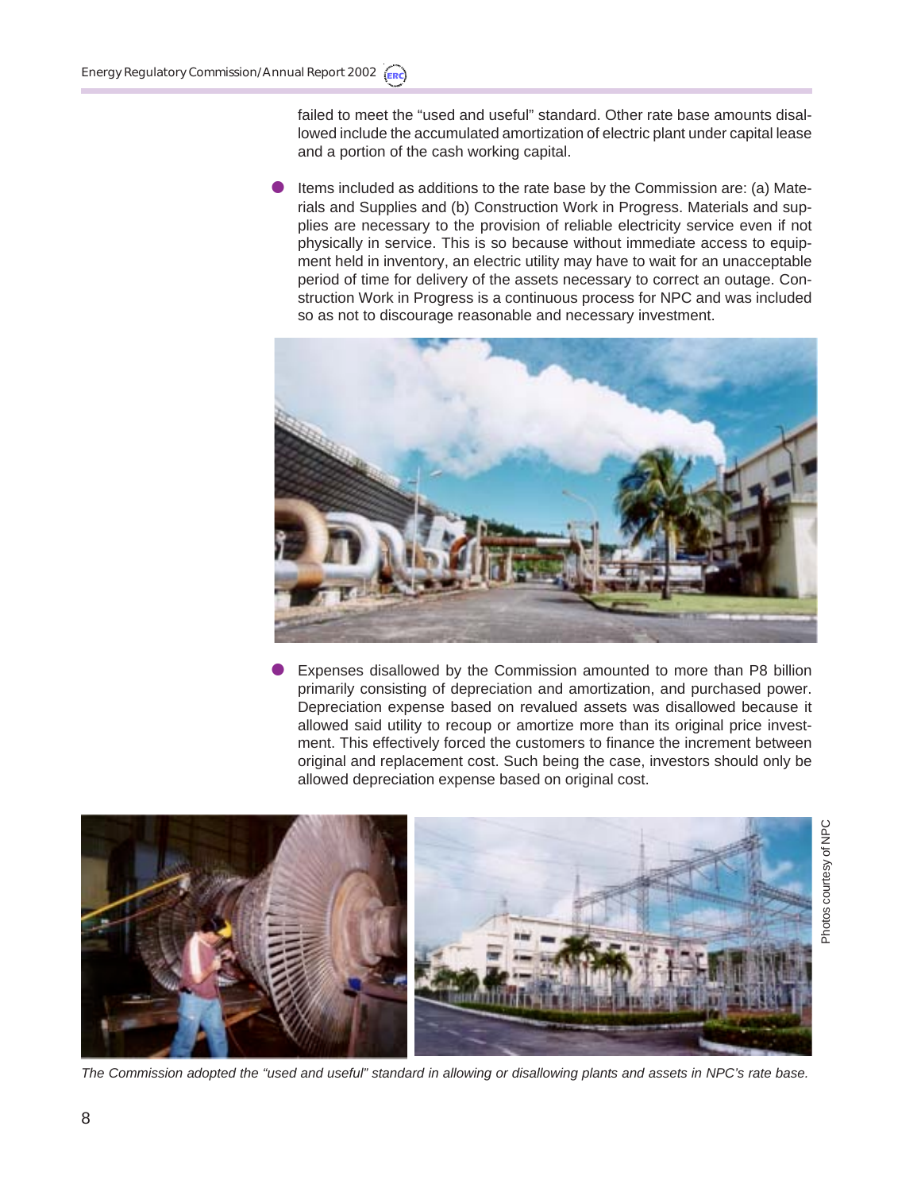failed to meet the "used and useful" standard. Other rate base amounts disallowed include the accumulated amortization of electric plant under capital lease and a portion of the cash working capital.

- Items included as additions to the rate base by the Commission are: (a) Materials and Supplies and (b) Construction Work in Progress. Materials and supplies are necessary to the provision of reliable electricity service even if not physically in service. This is so because without immediate access to equipment held in inventory, an electric utility may have to wait for an unacceptable period of time for delivery of the assets necessary to correct an outage. Construction Work in Progress is a continuous process for NPC and was included so as not to discourage reasonable and necessary investment.

- Expenses disallowed by the Commission amounted to more than P8 billion primarily consisting of depreciation and amortization, and purchased power. Depreciation expense based on revalued assets was disallowed because it allowed said utility to recoup or amortize more than its original price investment. This effectively forced the customers to finance the increment between original and replacement cost. Such being the case, investors should only be allowed depreciation expense based on original cost.

Photos courtesy of NPC

*The Commission adopted the "used and useful" standard in allowing or disallowing plants and assets in NPC's rate base.*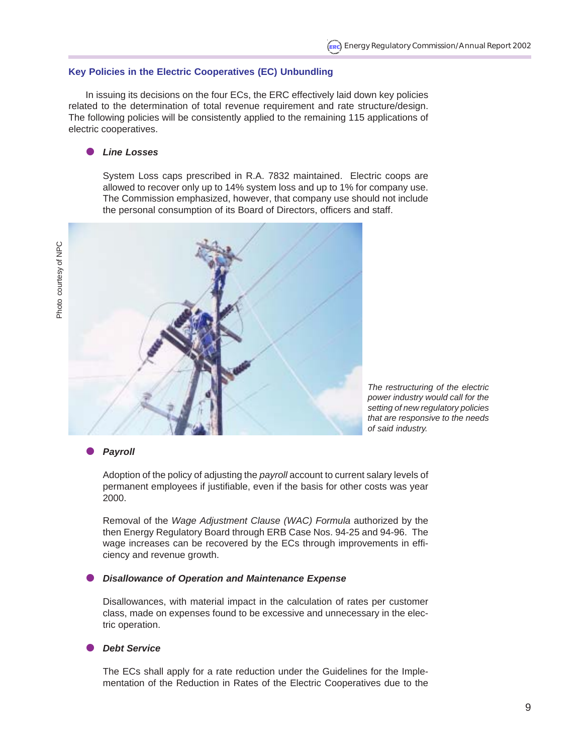## Key Policies in the Electric Cooperatives (EC) Unbundling

In issuing its decisions on the four ECs, the ERC effectively laid down key policies related to the determination of total revenue requirement and rate structure/design. The following policies will be consistently applied to the remaining 115 applications of electric cooperatives.

- ***Line Losses***

  System Loss caps prescribed in R.A. 7832 maintained. Electric coops are allowed to recover only up to 14% system loss and up to 1% for company use. The Commission emphasized, however, that company use should not include the personal consumption of its Board of Directors, officers and staff.

Photo courtesy of NPC

*The restructuring of the electric power industry would call for the setting of new regulatory policies that are responsive to the needs of said industry.*

- ***Payroll***

  Adoption of the policy of adjusting the *payroll* account to current salary levels of permanent employees if justifiable, even if the basis for other costs was year 2000.

  Removal of the *Wage Adjustment Clause (WAC) Formula* authorized by the then Energy Regulatory Board through ERB Case Nos. 94-25 and 94-96. The wage increases can be recovered by the ECs through improvements in efficiency and revenue growth.

- ***Disallowance of Operation and Maintenance Expense***

  Disallowances, with material impact in the calculation of rates per customer class, made on expenses found to be excessive and unnecessary in the electric operation.

- ***Debt Service***

  The ECs shall apply for a rate reduction under the Guidelines for the Implementation of the Reduction in Rates of the Electric Cooperatives due to the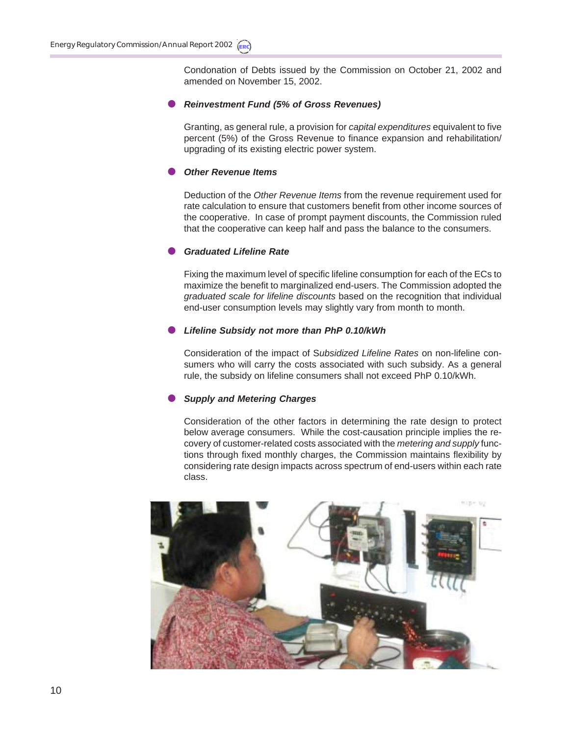Condonation of Debts issued by the Commission on October 21, 2002 and amended on November 15, 2002.

- ***Reinvestment Fund (5% of Gross Revenues)***

  Granting, as general rule, a provision for *capital expenditures* equivalent to five percent (5%) of the Gross Revenue to finance expansion and rehabilitation/ upgrading of its existing electric power system.

- ***Other Revenue Items***

  Deduction of the *Other Revenue Items* from the revenue requirement used for rate calculation to ensure that customers benefit from other income sources of the cooperative. In case of prompt payment discounts, the Commission ruled that the cooperative can keep half and pass the balance to the consumers.

- ***Graduated Lifeline Rate***

  Fixing the maximum level of specific lifeline consumption for each of the ECs to maximize the benefit to marginalized end-users. The Commission adopted the *graduated scale for lifeline discounts* based on the recognition that individual end-user consumption levels may slightly vary from month to month.

- ***Lifeline Subsidy not more than PhP 0.10/kWh***

  Consideration of the impact of S*ubsidized Lifeline Rates* on non-lifeline consumers who will carry the costs associated with such subsidy. As a general rule, the subsidy on lifeline consumers shall not exceed PhP 0.10/kWh.

- ***Supply and Metering Charges***

  Consideration of the other factors in determining the rate design to protect below average consumers. While the cost-causation principle implies the recovery of customer-related costs associated with the *metering and supply* functions through fixed monthly charges, the Commission maintains flexibility by considering rate design impacts across spectrum of end-users within each rate class.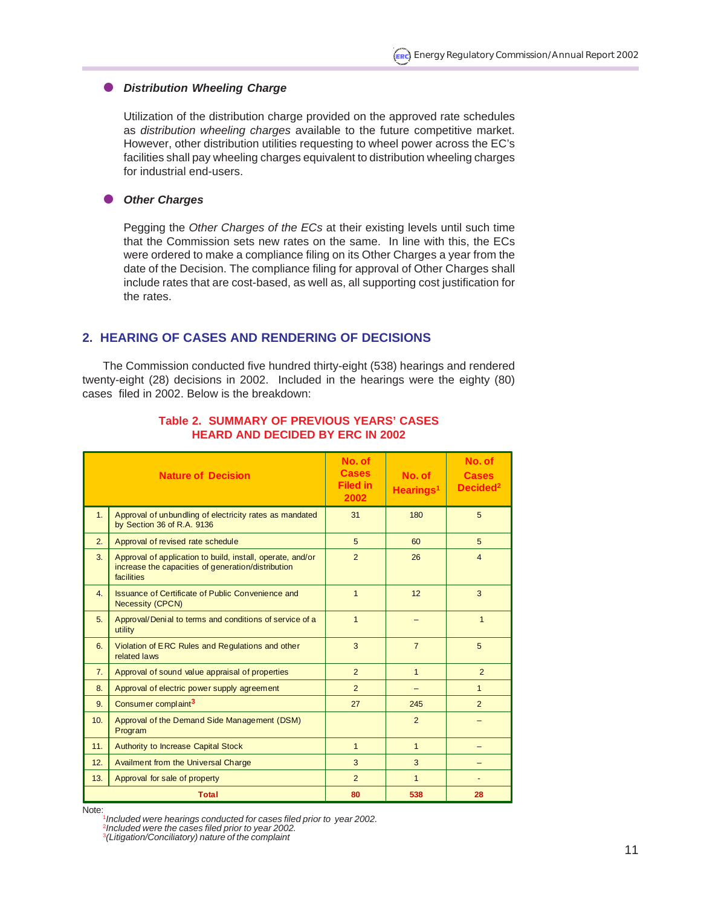- ***Distribution Wheeling Charge***

  Utilization of the distribution charge provided on the approved rate schedules as *distribution wheeling charges* available to the future competitive market. However, other distribution utilities requesting to wheel power across the EC's facilities shall pay wheeling charges equivalent to distribution wheeling charges for industrial end-users.

- ***Other Charges***

  Pegging the *Other Charges of the ECs* at their existing levels until such time that the Commission sets new rates on the same. In line with this, the ECs were ordered to make a compliance filing on its Other Charges a year from the date of the Decision. The compliance filing for approval of Other Charges shall include rates that are cost-based, as well as, all supporting cost justification for the rates.

## 2. HEARING OF CASES AND RENDERING OF DECISIONS

The Commission conducted five hundred thirty-eight (538) hearings and rendered twenty-eight (28) decisions in 2002. Included in the hearings were the eighty (80) cases filed in 2002. Below is the breakdown:

**Table 2. SUMMARY OF PREVIOUS YEARS' CASES HEARD AND DECIDED BY ERC IN 2002**

| | Nature of Decision | No. of Cases Filed in 2002 | No. of Hearings[1] | No. of Cases Decided[2] |
|---|---|---|---|---|
| 1. | Approval of unbundling of electricity rates as mandated by Section 36 of R.A. 9136 | 31 | 180 | 5 |
| 2. | Approval of revised rate schedule | 5 | 60 | 5 |
| 3. | Approval of application to build, install, operate, and/or increase the capacities of generation/distribution facilities | 2 | 26 | 4 |
| 4. | Issuance of Certificate of Public Convenience and Necessity (CPCN) | 1 | 12 | 3 |
| 5. | Approval/Denial to terms and conditions of service of a utility | 1 | – | 1 |
| 6. | Violation of ERC Rules and Regulations and other related laws | 3 | 7 | 5 |
| 7. | Approval of sound value appraisal of properties | 2 | 1 | 2 |
| 8. | Approval of electric power supply agreement | 2 | – | 1 |
| 9. | Consumer complaint[3] | 27 | 245 | 2 |
| 10. | Approval of the Demand Side Management (DSM) Program | | 2 | – |
| 11. | Authority to Increase Capital Stock | 1 | 1 | – |
| 12. | Availment from the Universal Charge | 3 | 3 | – |
| 13. | Approval for sale of property | 2 | 1 | - |
| | **Total** | **80** | **538** | **28** |

Note:

[1] *Included were hearings conducted for cases filed prior to year 2002.*

[2] *Included were the cases filed prior to year 2002.*

[3] *(Litigation/Conciliatory) nature of the complaint*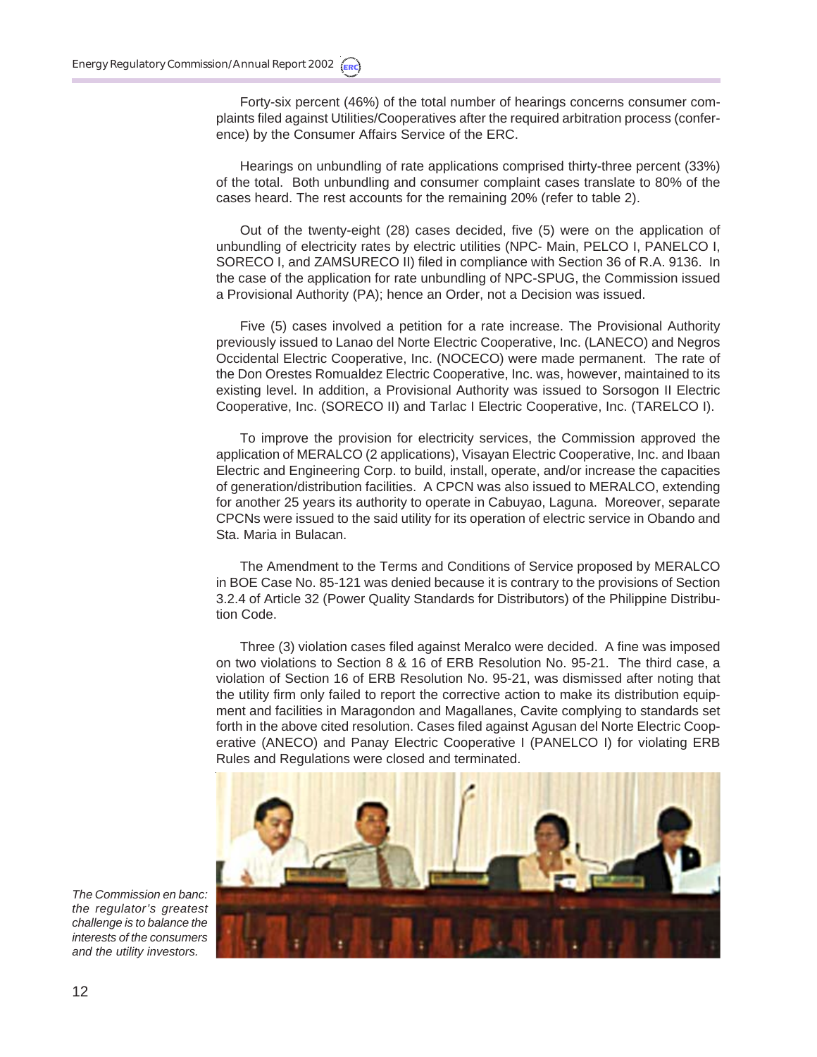Forty-six percent (46%) of the total number of hearings concerns consumer complaints filed against Utilities/Cooperatives after the required arbitration process (conference) by the Consumer Affairs Service of the ERC.

Hearings on unbundling of rate applications comprised thirty-three percent (33%) of the total. Both unbundling and consumer complaint cases translate to 80% of the cases heard. The rest accounts for the remaining 20% (refer to table 2).

Out of the twenty-eight (28) cases decided, five (5) were on the application of unbundling of electricity rates by electric utilities (NPC- Main, PELCO I, PANELCO I, SORECO I, and ZAMSURECO II) filed in compliance with Section 36 of R.A. 9136. In the case of the application for rate unbundling of NPC-SPUG, the Commission issued a Provisional Authority (PA); hence an Order, not a Decision was issued.

Five (5) cases involved a petition for a rate increase. The Provisional Authority previously issued to Lanao del Norte Electric Cooperative, Inc. (LANECO) and Negros Occidental Electric Cooperative, Inc. (NOCECO) were made permanent. The rate of the Don Orestes Romualdez Electric Cooperative, Inc. was, however, maintained to its existing level. In addition, a Provisional Authority was issued to Sorsogon II Electric Cooperative, Inc. (SORECO II) and Tarlac I Electric Cooperative, Inc. (TARELCO I).

To improve the provision for electricity services, the Commission approved the application of MERALCO (2 applications), Visayan Electric Cooperative, Inc. and Ibaan Electric and Engineering Corp. to build, install, operate, and/or increase the capacities of generation/distribution facilities. A CPCN was also issued to MERALCO, extending for another 25 years its authority to operate in Cabuyao, Laguna. Moreover, separate CPCNs were issued to the said utility for its operation of electric service in Obando and Sta. Maria in Bulacan.

The Amendment to the Terms and Conditions of Service proposed by MERALCO in BOE Case No. 85-121 was denied because it is contrary to the provisions of Section 3.2.4 of Article 32 (Power Quality Standards for Distributors) of the Philippine Distribution Code.

Three (3) violation cases filed against Meralco were decided. A fine was imposed on two violations to Section 8 & 16 of ERB Resolution No. 95-21. The third case, a violation of Section 16 of ERB Resolution No. 95-21, was dismissed after noting that the utility firm only failed to report the corrective action to make its distribution equipment and facilities in Maragondon and Magallanes, Cavite complying to standards set forth in the above cited resolution. Cases filed against Agusan del Norte Electric Cooperative (ANECO) and Panay Electric Cooperative I (PANELCO I) for violating ERB Rules and Regulations were closed and terminated.

*The Commission en banc: the regulator's greatest challenge is to balance the interests of the consumers and the utility investors.*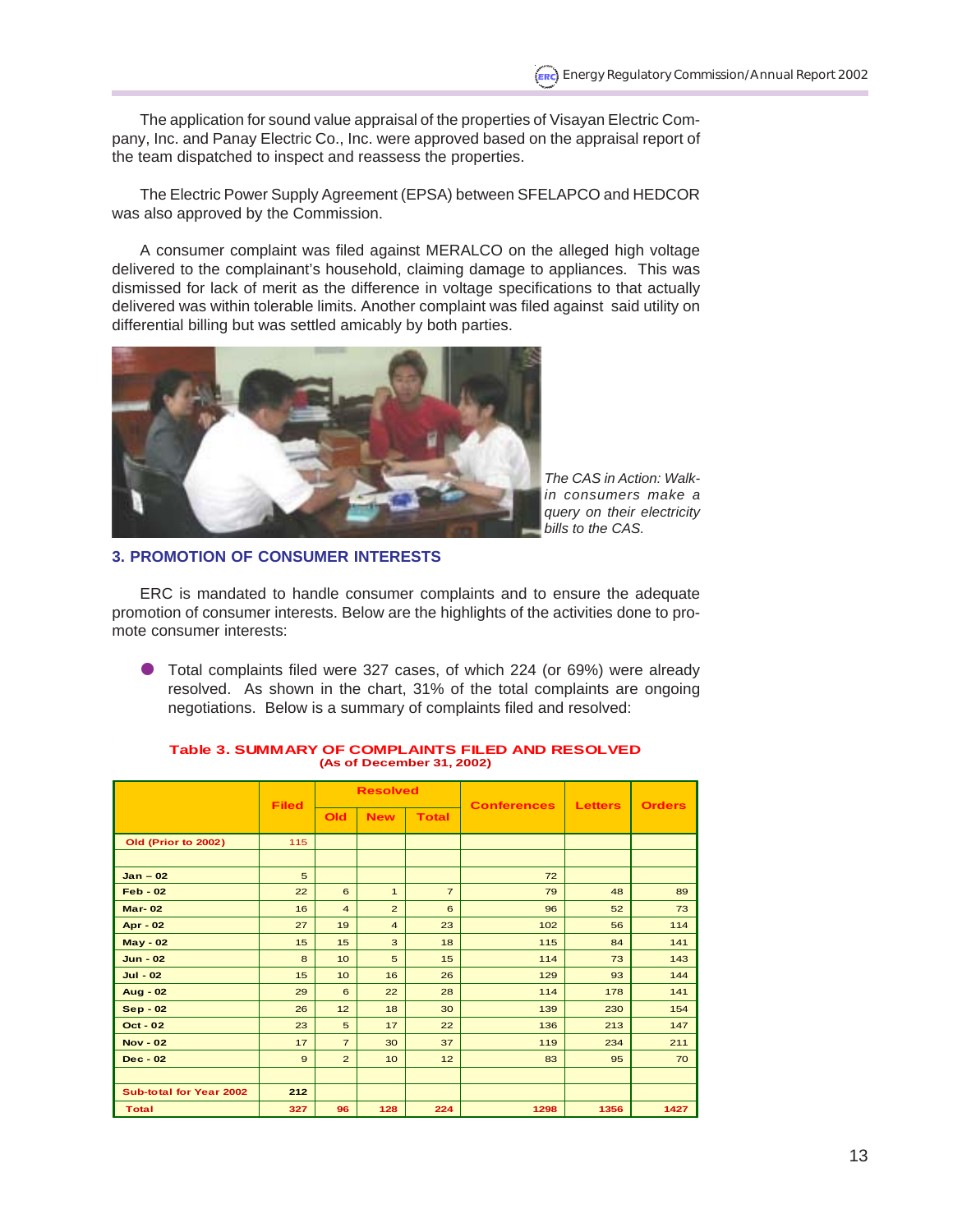The application for sound value appraisal of the properties of Visayan Electric Company, Inc. and Panay Electric Co., Inc. were approved based on the appraisal report of the team dispatched to inspect and reassess the properties.

The Electric Power Supply Agreement (EPSA) between SFELAPCO and HEDCOR was also approved by the Commission.

A consumer complaint was filed against MERALCO on the alleged high voltage delivered to the complainant's household, claiming damage to appliances. This was dismissed for lack of merit as the difference in voltage specifications to that actually delivered was within tolerable limits. Another complaint was filed against said utility on differential billing but was settled amicably by both parties.

*The CAS in Action: Walk-in consumers make a query on their electricity bills to the CAS.*

### 3. PROMOTION OF CONSUMER INTERESTS

ERC is mandated to handle consumer complaints and to ensure the adequate promotion of consumer interests. Below are the highlights of the activities done to promote consumer interests:

- Total complaints filed were 327 cases, of which 224 (or 69%) were already resolved. As shown in the chart, 31% of the total complaints are ongoing negotiations. Below is a summary of complaints filed and resolved:

**Table 3. SUMMARY OF COMPLAINTS FILED AND RESOLVED**
**(As of December 31, 2002)**

| | Filed | Resolved | | | Conferences | Letters | Orders |
|---|---|---|---|---|---|---|---|
| | | Old | New | Total | | | |
| Old (Prior to 2002) | 115 | | | | | | |
| | | | | | | | |
| Jan – 02 | 5 | | | | 72 | | |
| Feb - 02 | 22 | 6 | 1 | 7 | 79 | 48 | 89 |
| Mar- 02 | 16 | 4 | 2 | 6 | 96 | 52 | 73 |
| Apr - 02 | 27 | 19 | 4 | 23 | 102 | 56 | 114 |
| May - 02 | 15 | 15 | 3 | 18 | 115 | 84 | 141 |
| Jun - 02 | 8 | 10 | 5 | 15 | 114 | 73 | 143 |
| Jul - 02 | 15 | 10 | 16 | 26 | 129 | 93 | 144 |
| Aug - 02 | 29 | 6 | 22 | 28 | 114 | 178 | 141 |
| Sep - 02 | 26 | 12 | 18 | 30 | 139 | 230 | 154 |
| Oct - 02 | 23 | 5 | 17 | 22 | 136 | 213 | 147 |
| Nov - 02 | 17 | 7 | 30 | 37 | 119 | 234 | 211 |
| Dec - 02 | 9 | 2 | 10 | 12 | 83 | 95 | 70 |
| | | | | | | | |
| Sub-total for Year 2002 | 212 | | | | | | |
| Total | 327 | 96 | 128 | 224 | 1298 | 1356 | 1427 |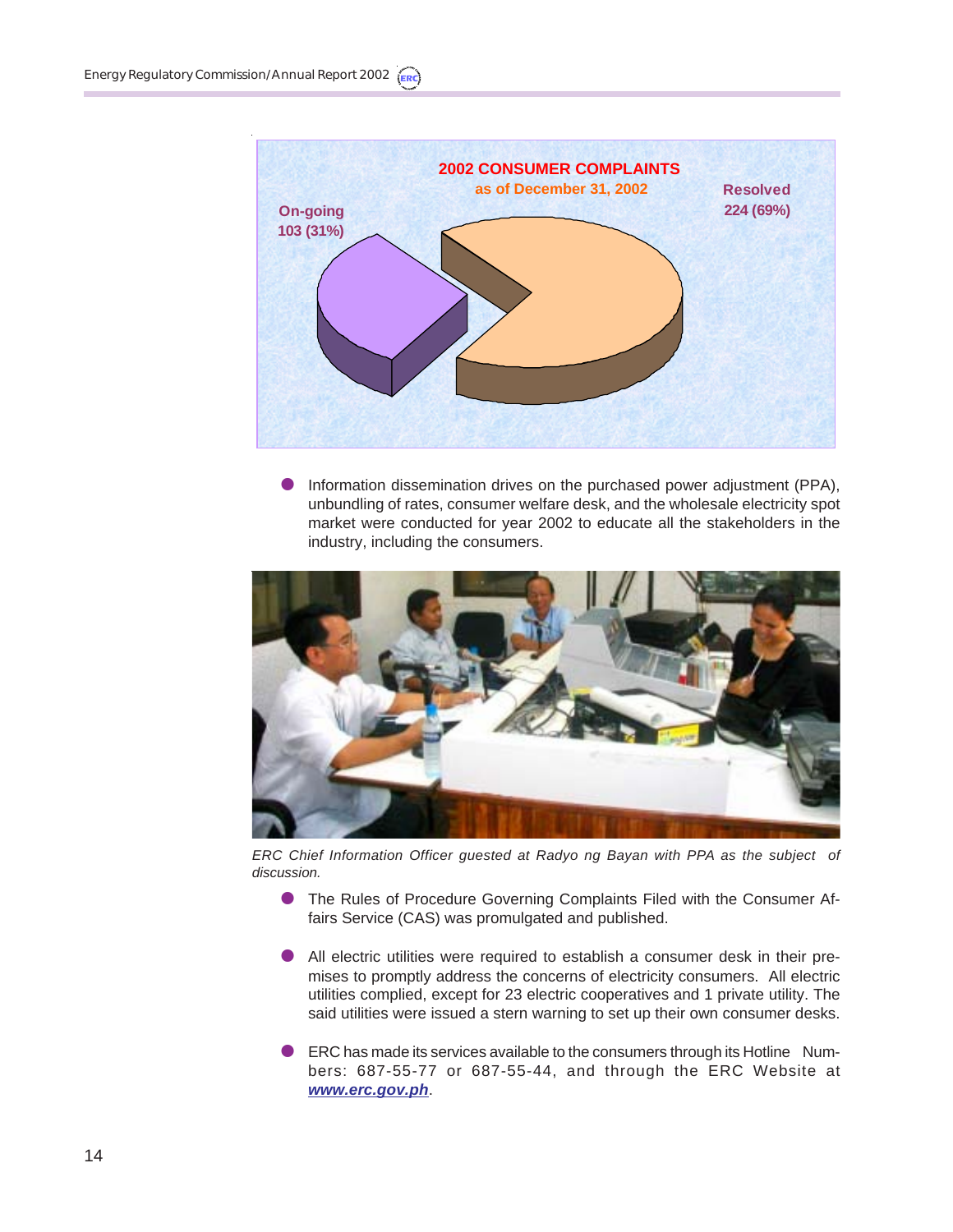**2002 CONSUMER COMPLAINTS**
as of December 31, 2002

On-going
103 (31%)

Resolved
224 (69%)

- Information dissemination drives on the purchased power adjustment (PPA), unbundling of rates, consumer welfare desk, and the wholesale electricity spot market were conducted for year 2002 to educate all the stakeholders in the industry, including the consumers.

*ERC Chief Information Officer guested at Radyo ng Bayan with PPA as the subject of discussion.*

- The Rules of Procedure Governing Complaints Filed with the Consumer Affairs Service (CAS) was promulgated and published.

- All electric utilities were required to establish a consumer desk in their premises to promptly address the concerns of electricity consumers. All electric utilities complied, except for 23 electric cooperatives and 1 private utility. The said utilities were issued a stern warning to set up their own consumer desks.

- ERC has made its services available to the consumers through its Hotline Numbers: 687-55-77 or 687-55-44, and through the ERC Website at ***www.erc.gov.ph***.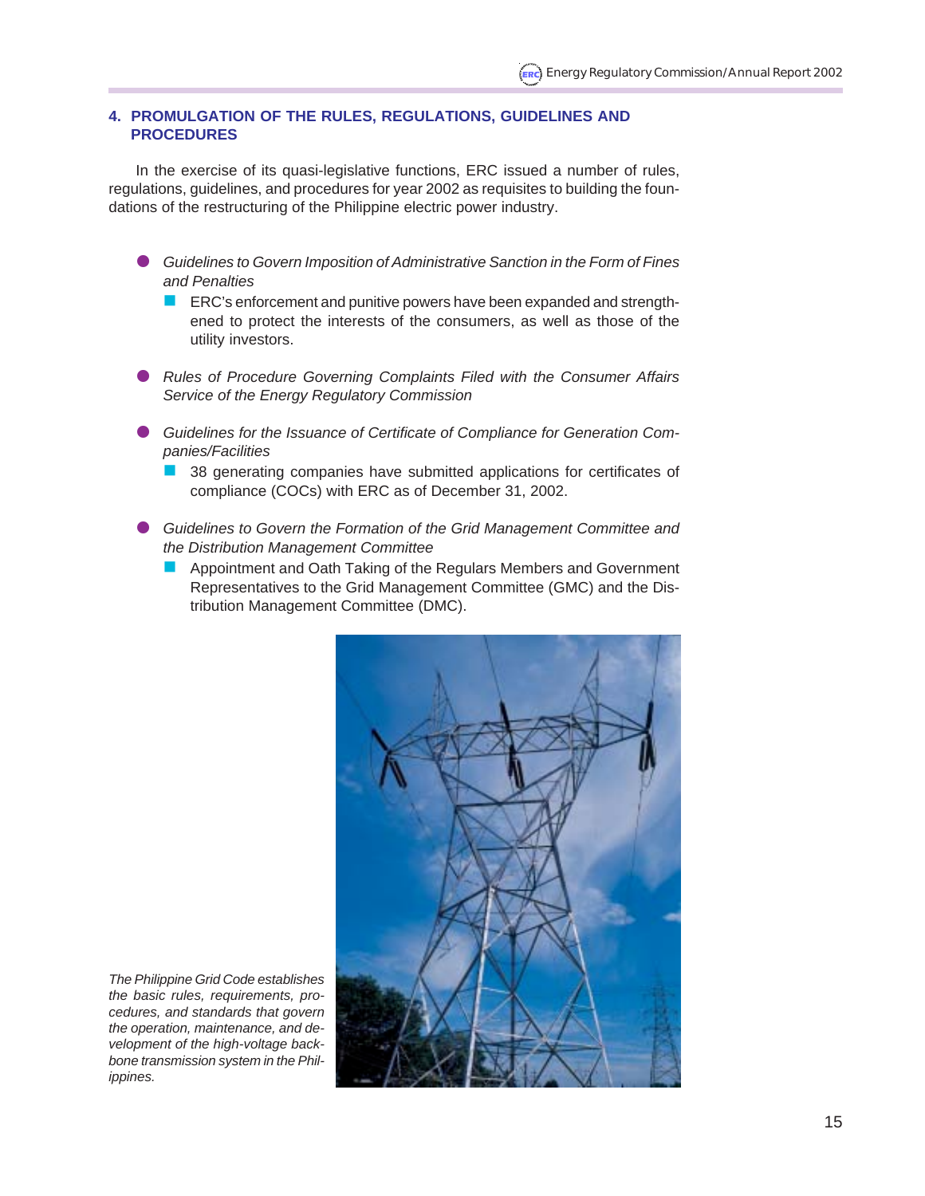## 4. PROMULGATION OF THE RULES, REGULATIONS, GUIDELINES AND PROCEDURES

In the exercise of its quasi-legislative functions, ERC issued a number of rules, regulations, guidelines, and procedures for year 2002 as requisites to building the foundations of the restructuring of the Philippine electric power industry.

- *Guidelines to Govern Imposition of Administrative Sanction in the Form of Fines and Penalties*
  - ERC's enforcement and punitive powers have been expanded and strengthened to protect the interests of the consumers, as well as those of the utility investors.
- *Rules of Procedure Governing Complaints Filed with the Consumer Affairs Service of the Energy Regulatory Commission*
- *Guidelines for the Issuance of Certificate of Compliance for Generation Companies/Facilities*
  - 38 generating companies have submitted applications for certificates of compliance (COCs) with ERC as of December 31, 2002.
- *Guidelines to Govern the Formation of the Grid Management Committee and the Distribution Management Committee*
  - Appointment and Oath Taking of the Regulars Members and Government Representatives to the Grid Management Committee (GMC) and the Distribution Management Committee (DMC).

*The Philippine Grid Code establishes the basic rules, requirements, procedures, and standards that govern the operation, maintenance, and development of the high-voltage backbone transmission system in the Philippines.*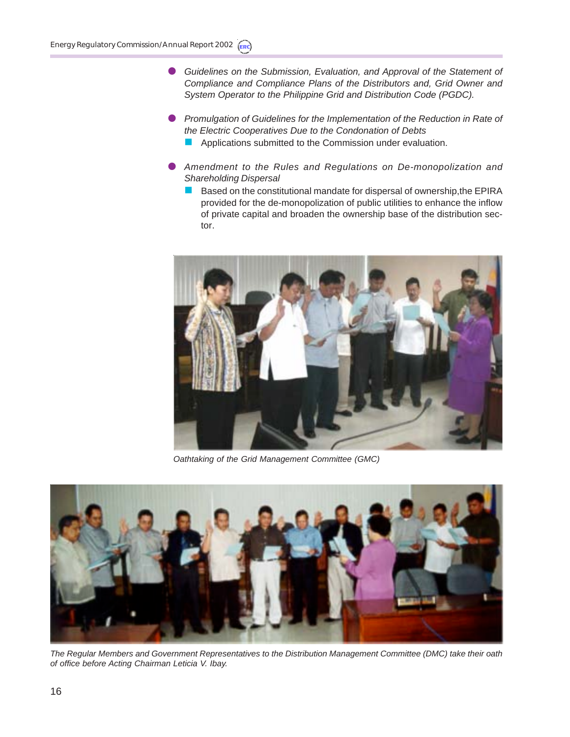- *Guidelines on the Submission, Evaluation, and Approval of the Statement of Compliance and Compliance Plans of the Distributors and, Grid Owner and System Operator to the Philippine Grid and Distribution Code (PGDC).*

- *Promulgation of Guidelines for the Implementation of the Reduction in Rate of the Electric Cooperatives Due to the Condonation of Debts*
  - Applications submitted to the Commission under evaluation.

- *Amendment to the Rules and Regulations on De-monopolization and Shareholding Dispersal*
  - Based on the constitutional mandate for dispersal of ownership,the EPIRA provided for the de-monopolization of public utilities to enhance the inflow of private capital and broaden the ownership base of the distribution sector.

*Oathtaking of the Grid Management Committee (GMC)*

*The Regular Members and Government Representatives to the Distribution Management Committee (DMC) take their oath of office before Acting Chairman Leticia V. Ibay.*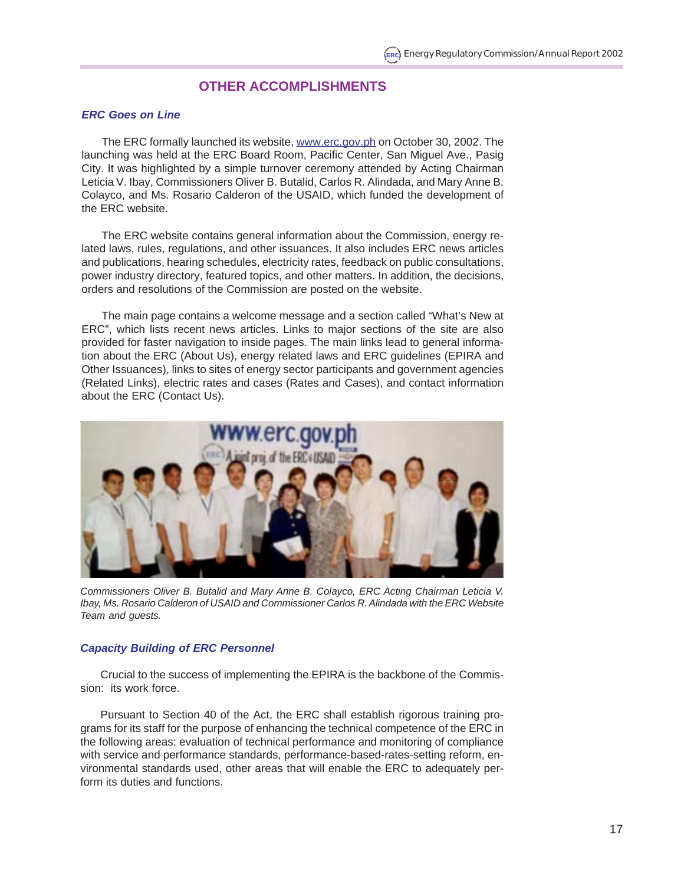## OTHER ACCOMPLISHMENTS

### *ERC Goes on Line*

The ERC formally launched its website, www.erc.gov.ph on October 30, 2002. The launching was held at the ERC Board Room, Pacific Center, San Miguel Ave., Pasig City. It was highlighted by a simple turnover ceremony attended by Acting Chairman Leticia V. Ibay, Commissioners Oliver B. Butalid, Carlos R. Alindada, and Mary Anne B. Colayco, and Ms. Rosario Calderon of the USAID, which funded the development of the ERC website.

The ERC website contains general information about the Commission, energy related laws, rules, regulations, and other issuances. It also includes ERC news articles and publications, hearing schedules, electricity rates, feedback on public consultations, power industry directory, featured topics, and other matters. In addition, the decisions, orders and resolutions of the Commission are posted on the website.

The main page contains a welcome message and a section called "What's New at ERC", which lists recent news articles. Links to major sections of the site are also provided for faster navigation to inside pages. The main links lead to general information about the ERC (About Us), energy related laws and ERC guidelines (EPIRA and Other Issuances), links to sites of energy sector participants and government agencies (Related Links), electric rates and cases (Rates and Cases), and contact information about the ERC (Contact Us).

*Commissioners Oliver B. Butalid and Mary Anne B. Colayco, ERC Acting Chairman Leticia V. Ibay, Ms. Rosario Calderon of USAID and Commissioner Carlos R. Alindada with the ERC Website Team and guests.*

### *Capacity Building of ERC Personnel*

Crucial to the success of implementing the EPIRA is the backbone of the Commission: its work force.

Pursuant to Section 40 of the Act, the ERC shall establish rigorous training programs for its staff for the purpose of enhancing the technical competence of the ERC in the following areas: evaluation of technical performance and monitoring of compliance with service and performance standards, performance-based-rates-setting reform, environmental standards used, other areas that will enable the ERC to adequately perform its duties and functions.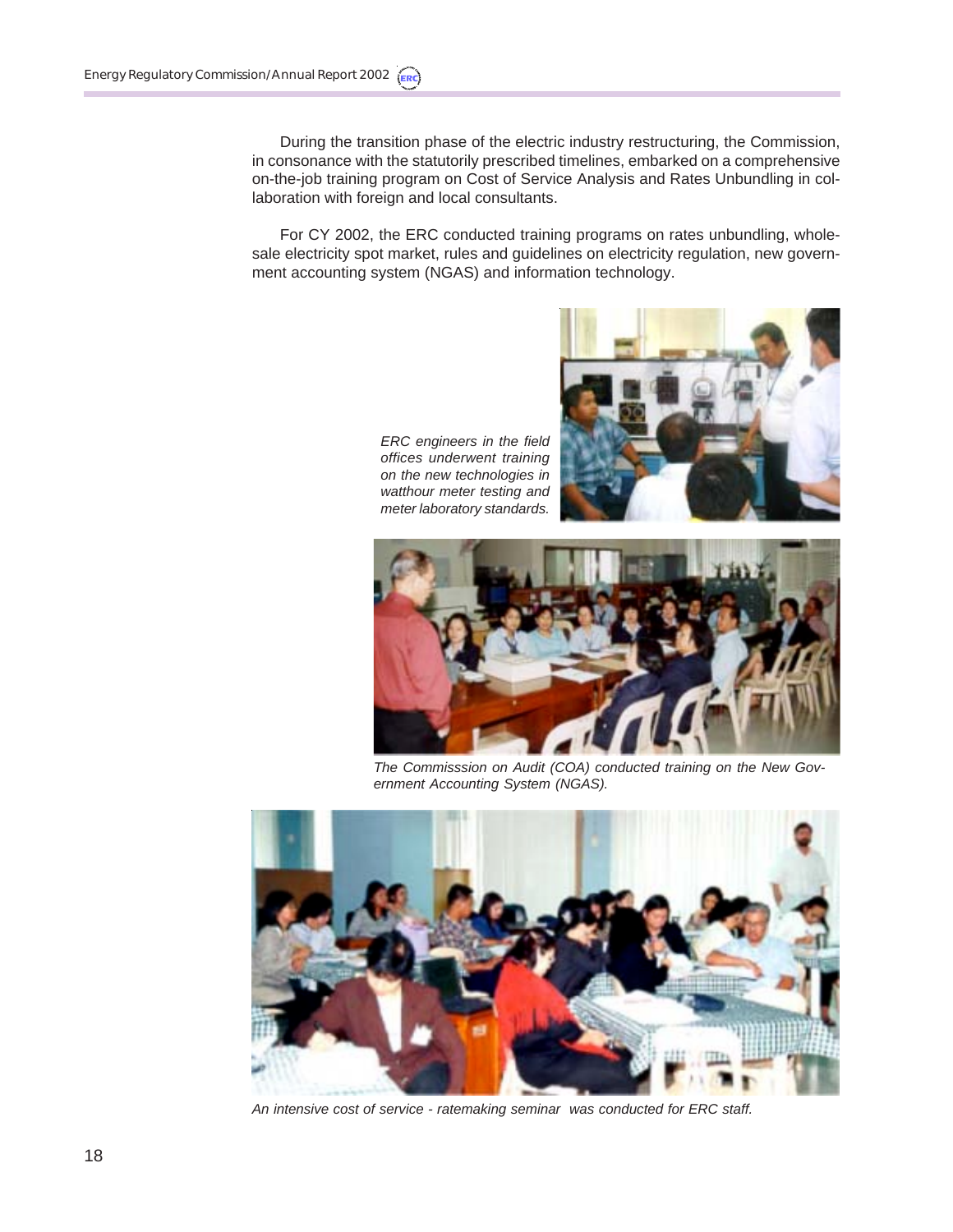During the transition phase of the electric industry restructuring, the Commission, in consonance with the statutorily prescribed timelines, embarked on a comprehensive on-the-job training program on Cost of Service Analysis and Rates Unbundling in collaboration with foreign and local consultants.

For CY 2002, the ERC conducted training programs on rates unbundling, wholesale electricity spot market, rules and guidelines on electricity regulation, new government accounting system (NGAS) and information technology.

*ERC engineers in the field offices underwent training on the new technologies in watthour meter testing and meter laboratory standards.*

*The Commisssion on Audit (COA) conducted training on the New Government Accounting System (NGAS).*

*An intensive cost of service - ratemaking seminar was conducted for ERC staff.*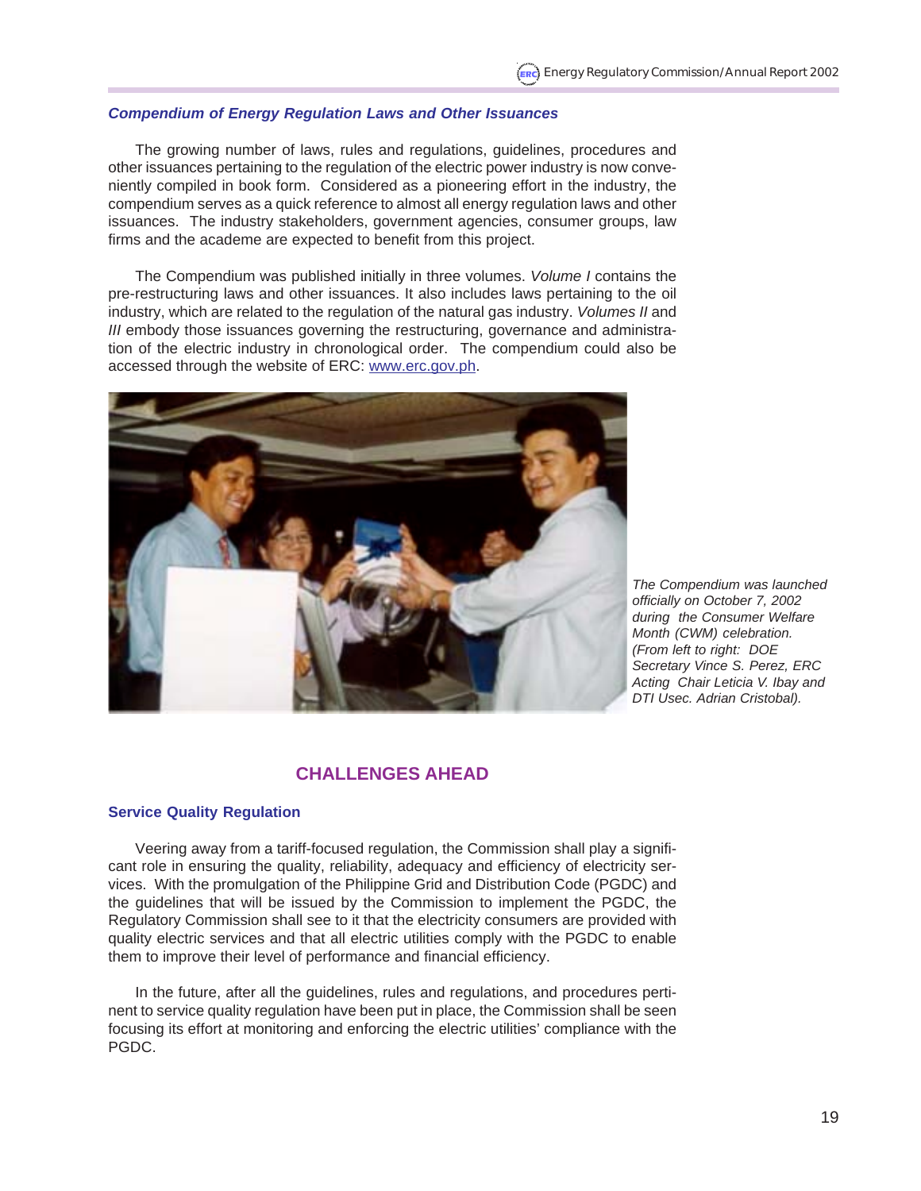### *Compendium of Energy Regulation Laws and Other Issuances*

The growing number of laws, rules and regulations, guidelines, procedures and other issuances pertaining to the regulation of the electric power industry is now conveniently compiled in book form. Considered as a pioneering effort in the industry, the compendium serves as a quick reference to almost all energy regulation laws and other issuances. The industry stakeholders, government agencies, consumer groups, law firms and the academe are expected to benefit from this project.

The Compendium was published initially in three volumes. *Volume I* contains the pre-restructuring laws and other issuances. It also includes laws pertaining to the oil industry, which are related to the regulation of the natural gas industry. *Volumes II* and *III* embody those issuances governing the restructuring, governance and administration of the electric industry in chronological order. The compendium could also be accessed through the website of ERC: www.erc.gov.ph.

*The Compendium was launched officially on October 7, 2002 during the Consumer Welfare Month (CWM) celebration. (From left to right: DOE Secretary Vince S. Perez, ERC Acting Chair Leticia V. Ibay and DTI Usec. Adrian Cristobal).*

## CHALLENGES AHEAD

### Service Quality Regulation

Veering away from a tariff-focused regulation, the Commission shall play a significant role in ensuring the quality, reliability, adequacy and efficiency of electricity services. With the promulgation of the Philippine Grid and Distribution Code (PGDC) and the guidelines that will be issued by the Commission to implement the PGDC, the Regulatory Commission shall see to it that the electricity consumers are provided with quality electric services and that all electric utilities comply with the PGDC to enable them to improve their level of performance and financial efficiency.

In the future, after all the guidelines, rules and regulations, and procedures pertinent to service quality regulation have been put in place, the Commission shall be seen focusing its effort at monitoring and enforcing the electric utilities' compliance with the PGDC.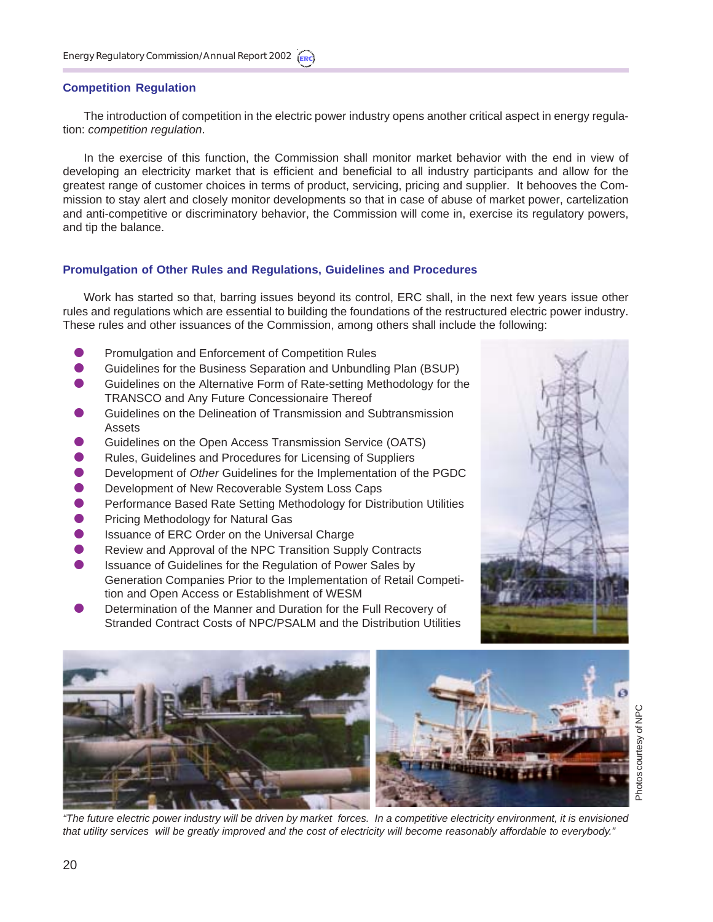### Competition Regulation

The introduction of competition in the electric power industry opens another critical aspect in energy regulation: *competition regulation*.

In the exercise of this function, the Commission shall monitor market behavior with the end in view of developing an electricity market that is efficient and beneficial to all industry participants and allow for the greatest range of customer choices in terms of product, servicing, pricing and supplier. It behooves the Commission to stay alert and closely monitor developments so that in case of abuse of market power, cartelization and anti-competitive or discriminatory behavior, the Commission will come in, exercise its regulatory powers, and tip the balance.

### Promulgation of Other Rules and Regulations, Guidelines and Procedures

Work has started so that, barring issues beyond its control, ERC shall, in the next few years issue other rules and regulations which are essential to building the foundations of the restructured electric power industry. These rules and other issuances of the Commission, among others shall include the following:

- Promulgation and Enforcement of Competition Rules
- Guidelines for the Business Separation and Unbundling Plan (BSUP)
- Guidelines on the Alternative Form of Rate-setting Methodology for the TRANSCO and Any Future Concessionaire Thereof
- Guidelines on the Delineation of Transmission and Subtransmission Assets
- Guidelines on the Open Access Transmission Service (OATS)
- Rules, Guidelines and Procedures for Licensing of Suppliers
- Development of *Other* Guidelines for the Implementation of the PGDC
- Development of New Recoverable System Loss Caps
- Performance Based Rate Setting Methodology for Distribution Utilities
- Pricing Methodology for Natural Gas
- Issuance of ERC Order on the Universal Charge
- Review and Approval of the NPC Transition Supply Contracts
- Issuance of Guidelines for the Regulation of Power Sales by Generation Companies Prior to the Implementation of Retail Competition and Open Access or Establishment of WESM
- Determination of the Manner and Duration for the Full Recovery of Stranded Contract Costs of NPC/PSALM and the Distribution Utilities

Photos courtesy of NPC

*"The future electric power industry will be driven by market forces. In a competitive electricity environment, it is envisioned that utility services will be greatly improved and the cost of electricity will become reasonably affordable to everybody."*